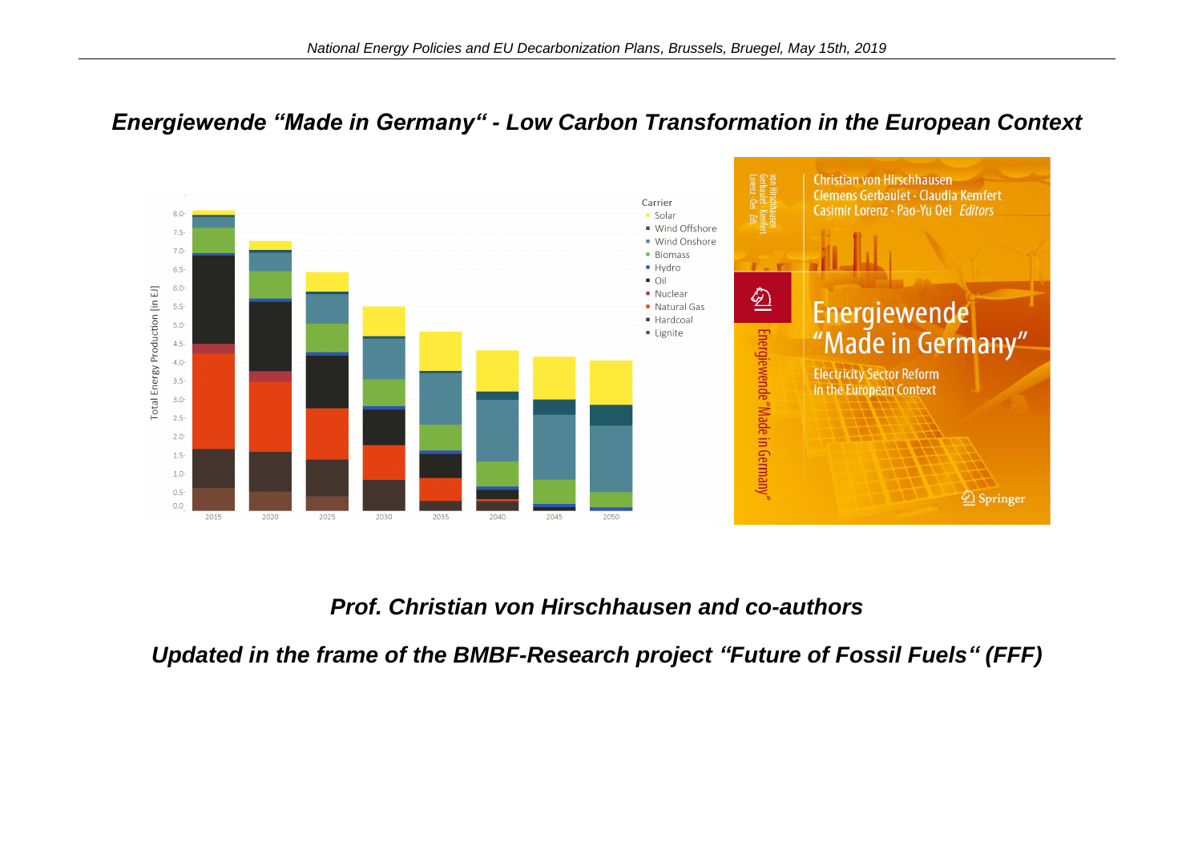*National Energy Policies and EU Decarbonization Plans, Brussels, Bruegel, May 15th, 2019*

# *Energiewende "Made in Germany" - Low Carbon Transformation in the European Context*

### *Prof. Christian von Hirschhausen and co-authors*

### *Updated in the frame of the BMBF-Research project "Future of Fossil Fuels" (FFF)*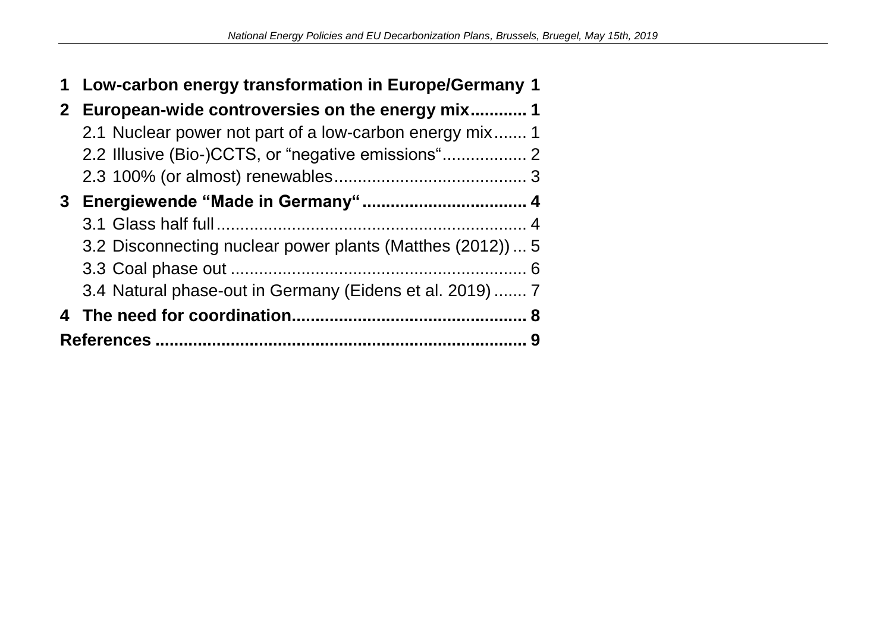**1 Low-carbon energy transformation in Europe/Germany 1**

**2 European-wide controversies on the energy mix............ 1**

2.1 Nuclear power not part of a low-carbon energy mix....... 1

2.2 Illusive (Bio-)CCTS, or "negative emissions".................. 2

2.3 100% (or almost) renewables......................................... 3

**3 Energiewende "Made in Germany" .................................. 4**

3.1 Glass half full.................................................................. 4

3.2 Disconnecting nuclear power plants (Matthes (2012)) ... 5

3.3 Coal phase out ............................................................... 6

3.4 Natural phase-out in Germany (Eidens et al. 2019) ....... 7

**4 The need for coordination.................................................. 8**

**References .............................................................................. 9**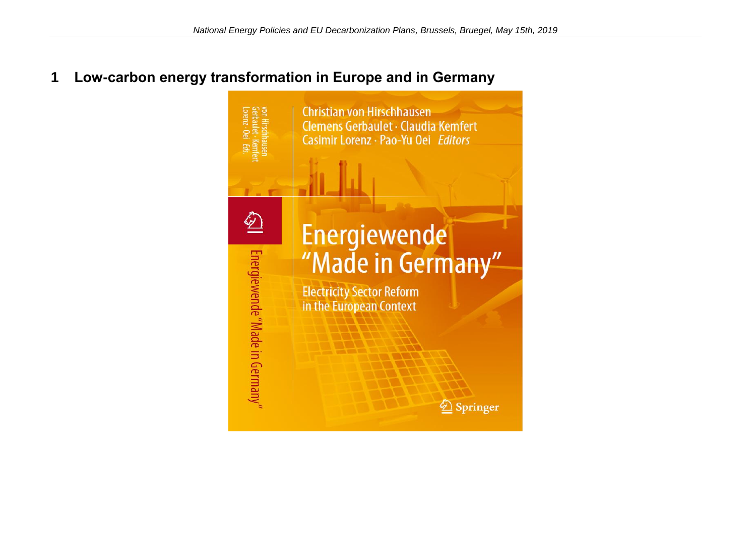## 1 Low-carbon energy transformation in Europe and in Germany

Christian von Hirschhausen
Clemens Gerbaulet · Claudia Kemfert
Casimir Lorenz · Pao-Yu Oei *Editors*

# Energiewende "Made in Germany"

Electricity Sector Reform in the European Context

Springer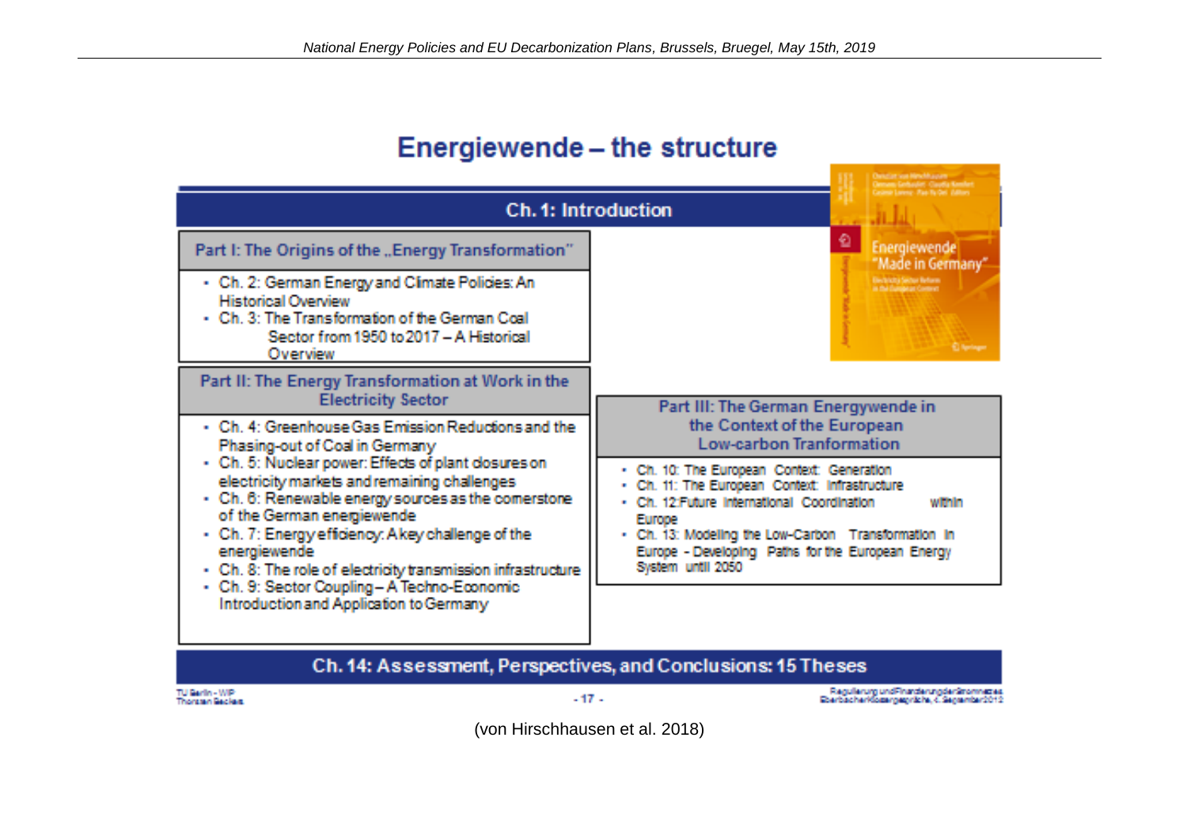# Energiewende – the structure

## Ch. 1: Introduction

### Part I: The Origins of the „Energy Transformation"

- Ch. 2: German Energy and Climate Policies: An Historical Overview
- Ch. 3: The Transformation of the German Coal Sector from 1950 to 2017 – A Historical Overview

### Part II: The Energy Transformation at Work in the Electricity Sector

- Ch. 4: Greenhouse Gas Emission Reductions and the Phasing-out of Coal in Germany
- Ch. 5: Nuclear power: Effects of plant closures on electricity markets and remaining challenges
- Ch. 6: Renewable energy sources as the cornerstone of the German energiewende
- Ch. 7: Energy efficiency: A key challenge of the energiewende
- Ch. 8: The role of electricity transmission infrastructure
- Ch. 9: Sector Coupling – A Techno-Economic Introduction and Application to Germany

### Part III: The German Energywende in the Context of the European Low-carbon Tranformation

- Ch. 10: The European Context: Generation
- Ch. 11: The European Context: Infrastructure
- Ch. 12: Future International Coordination within Europe
- Ch. 13: Modeling the Low-Carbon Transformation in Europe - Developing Paths for the European Energy System until 2050

## Ch. 14: Assessment, Perspectives, and Conclusions: 15 Theses

(von Hirschhausen et al. 2018)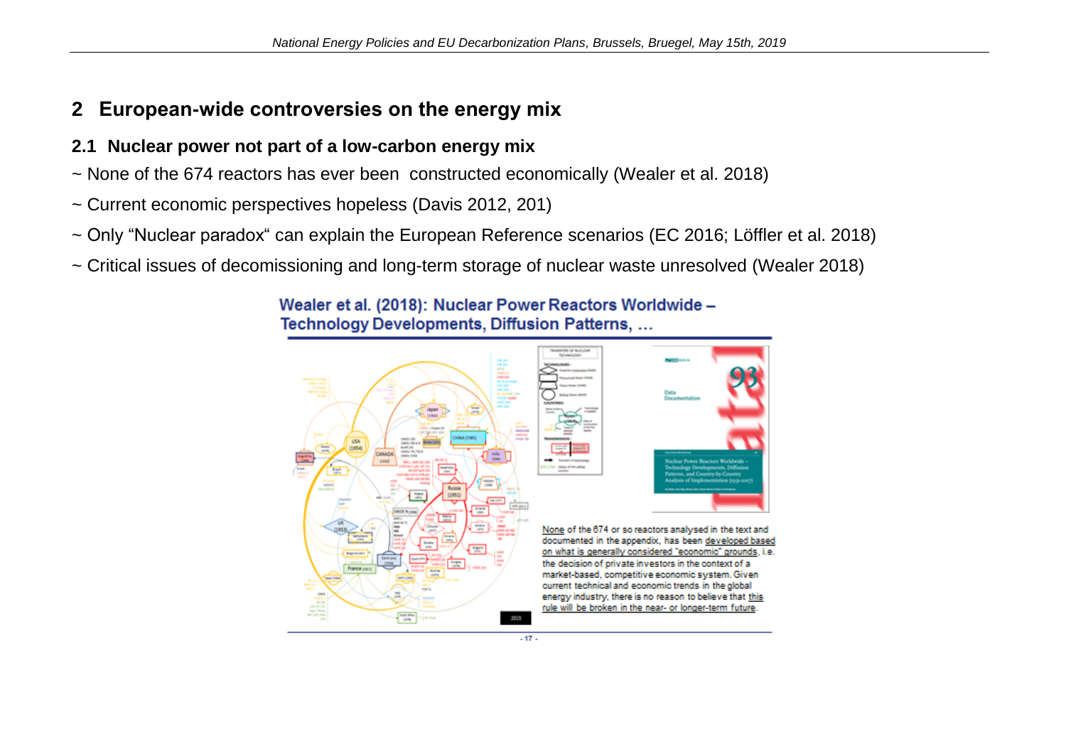## 2 European-wide controversies on the energy mix

### 2.1 Nuclear power not part of a low-carbon energy mix

~ None of the 674 reactors has ever been constructed economically (Wealer et al. 2018)

~ Current economic perspectives hopeless (Davis 2012, 201)

~ Only “Nuclear paradox“ can explain the European Reference scenarios (EC 2016; Löffler et al. 2018)

~ Critical issues of decomissioning and long-term storage of nuclear waste unresolved (Wealer 2018)

**Wealer et al. (2018): Nuclear Power Reactors Worldwide – Technology Developments, Diffusion Patterns, …**

None of the 674 or so reactors analysed in the text and documented in the appendix, has been developed based on what is generally considered "economic" grounds, i.e. the decision of private investors in the context of a market-based, competitive economic system. Given current technical and economic trends in the global energy industry, there is no reason to believe that this rule will be broken in the near- or longer-term future.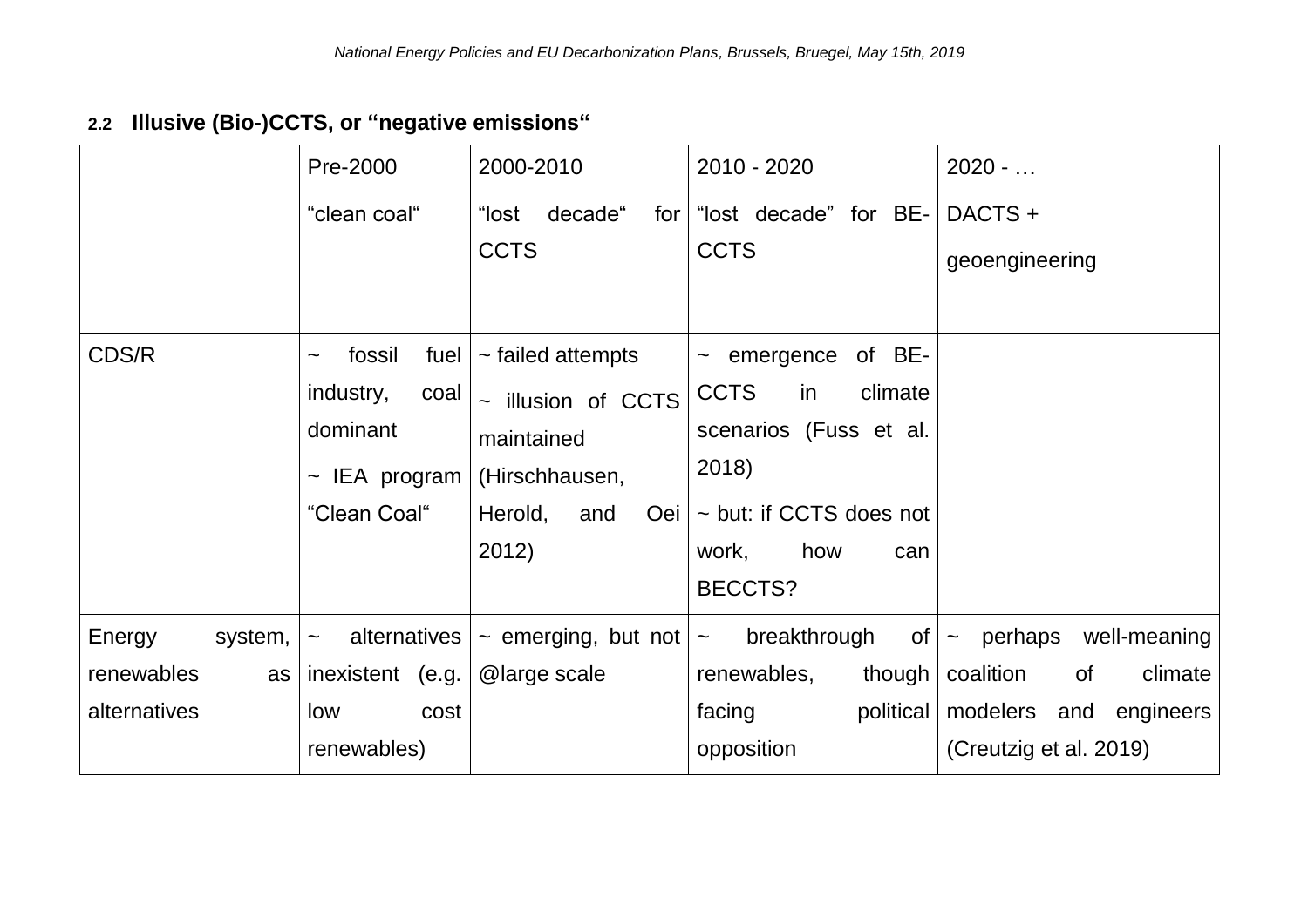### 2.2 Illusive (Bio-)CCTS, or "negative emissions"

| | Pre-2000<br>"clean coal" | 2000-2010<br>"lost decade" for CCTS | 2010 - 2020<br>"lost decade" for BE-CCTS | 2020 - …<br>DACTS +<br>geoengineering |
|---|---|---|---|---|
| CDS/R | ~ fossil fuel industry, coal dominant<br>~ IEA program "Clean Coal" | ~ failed attempts<br>~ illusion of CCTS maintained (Hirschhausen, Herold, and Oei 2012) | ~ emergence of BE-CCTS in climate scenarios (Fuss et al. 2018)<br>~ but: if CCTS does not work, how can BECCTS? | |
| Energy system, renewables as alternatives | ~ alternatives inexistent (e.g. low cost renewables) | ~ emerging, but not @large scale | ~ breakthrough of renewables, though facing political opposition | ~ perhaps well-meaning coalition of climate modelers and engineers (Creutzig et al. 2019) |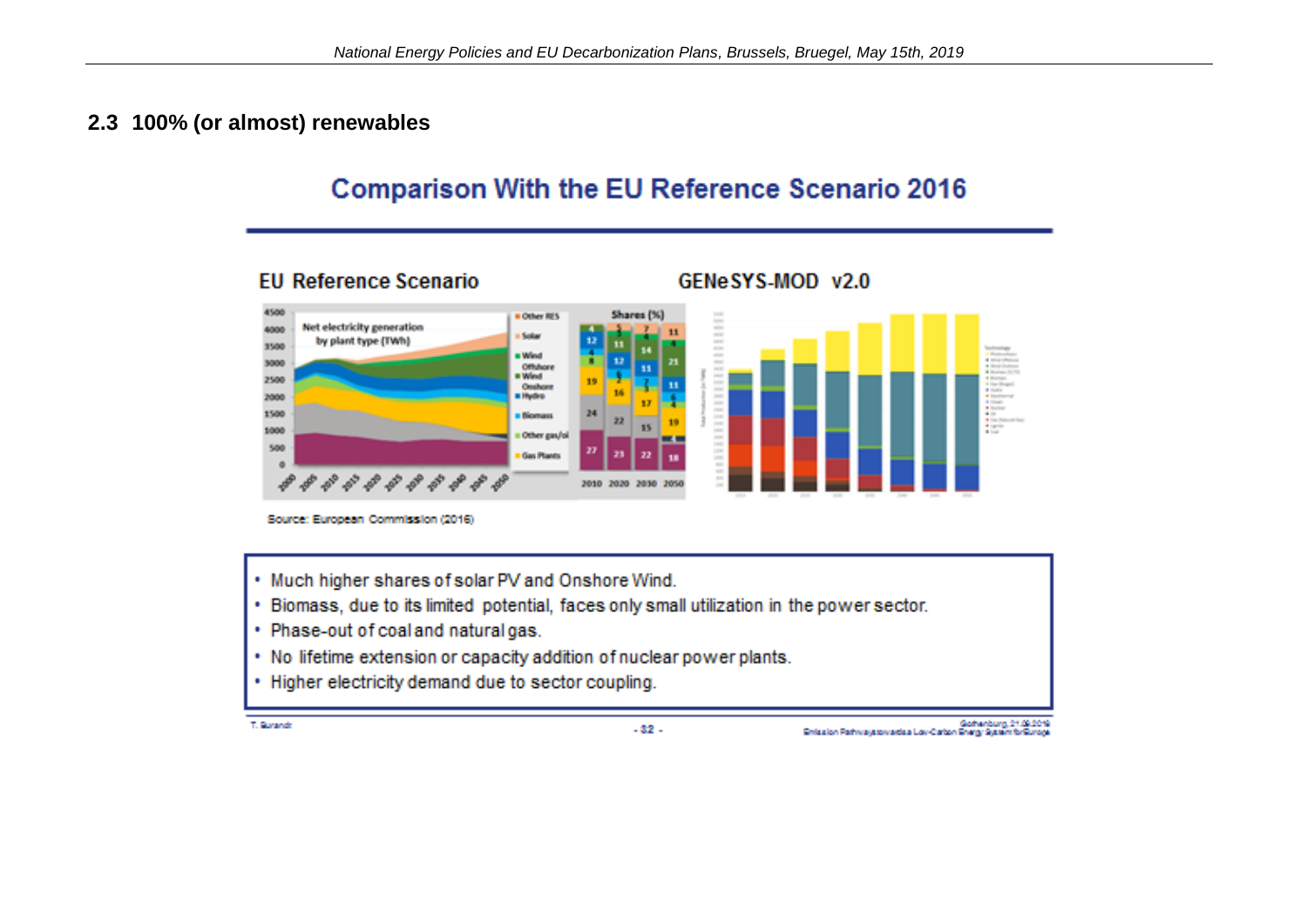## 2.3 100% (or almost) renewables

### Comparison With the EU Reference Scenario 2016

**EU Reference Scenario** | **GENeSYS-MOD v2.0**

Source: European Commission (2016)

- Much higher shares of solar PV and Onshore Wind.
- Biomass, due to its limited potential, faces only small utilization in the power sector.
- Phase-out of coal and natural gas.
- No lifetime extension or capacity addition of nuclear power plants.
- Higher electricity demand due to sector coupling.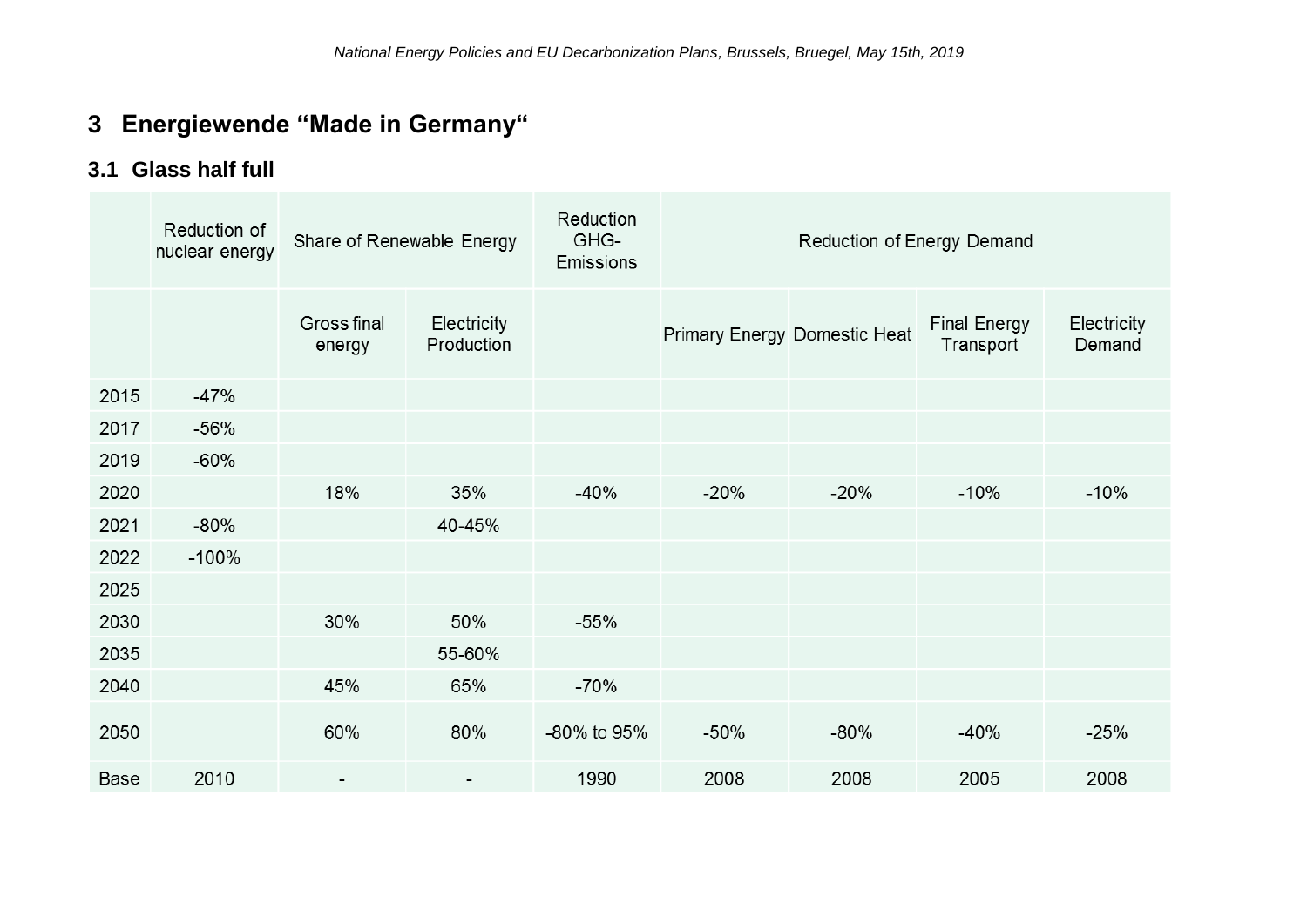# 3 Energiewende "Made in Germany"

## 3.1 Glass half full

| | Reduction of nuclear energy | Share of Renewable Energy | | Reduction GHG-Emissions | Reduction of Energy Demand | | | |
|---|---|---|---|---|---|---|---|---|
| | | Gross final energy | Electricity Production | | Primary Energy | Domestic Heat | Final Energy Transport | Electricity Demand |
| 2015 | -47% | | | | | | | |
| 2017 | -56% | | | | | | | |
| 2019 | -60% | | | | | | | |
| 2020 | | 18% | 35% | -40% | -20% | -20% | -10% | -10% |
| 2021 | -80% | | 40-45% | | | | | |
| 2022 | -100% | | | | | | | |
| 2025 | | | | | | | | |
| 2030 | | 30% | 50% | -55% | | | | |
| 2035 | | | 55-60% | | | | | |
| 2040 | | 45% | 65% | -70% | | | | |
| 2050 | | 60% | 80% | -80% to 95% | -50% | -80% | -40% | -25% |
| Base | 2010 | - | - | 1990 | 2008 | 2008 | 2005 | 2008 |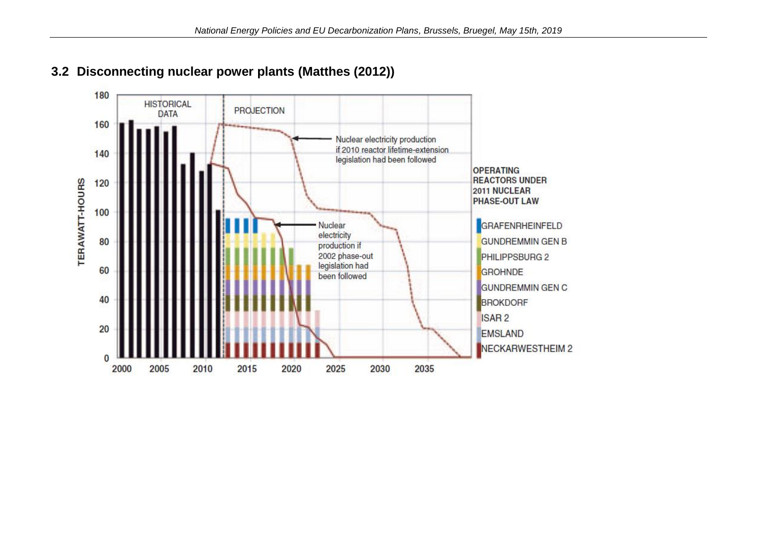## 3.2 Disconnecting nuclear power plants (Matthes (2012))

HISTORICAL DATA

PROJECTION

Nuclear electricity production if 2010 reactor lifetime-extension legislation had been followed

Nuclear electricity production if 2002 phase-out legislation had been followed

TERAWATT-HOURS

OPERATING REACTORS UNDER 2011 NUCLEAR PHASE-OUT LAW

- GRAFENRHEINFELD
- GUNDREMMIN GEN B
- PHILIPPSBURG 2
- GROHNDE
- GUNDREMMIN GEN C
- BROKDORF
- ISAR 2
- EMSLAND
- NECKARWESTHEIM 2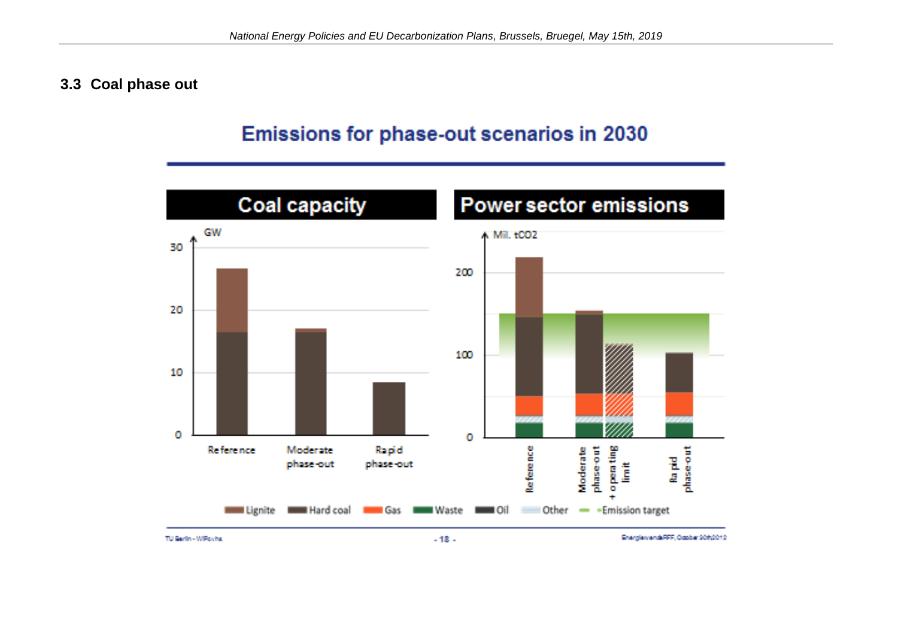### 3.3 Coal phase out

**Emissions for phase-out scenarios in 2030**

**Coal capacity**

GW

30

20

10

0

Reference | Moderate phase-out | Rapid phase-out

**Power sector emissions**

Mil. tCO2

200

100

0

Reference | Moderate phase-out | + operating limit | Rapid phase-out

Lignite | Hard coal | Gas | Waste | Oil | Other | Emission target

TU Berlin - WIP cvhs | - 18 - | EnergiewendeRFF, October 2019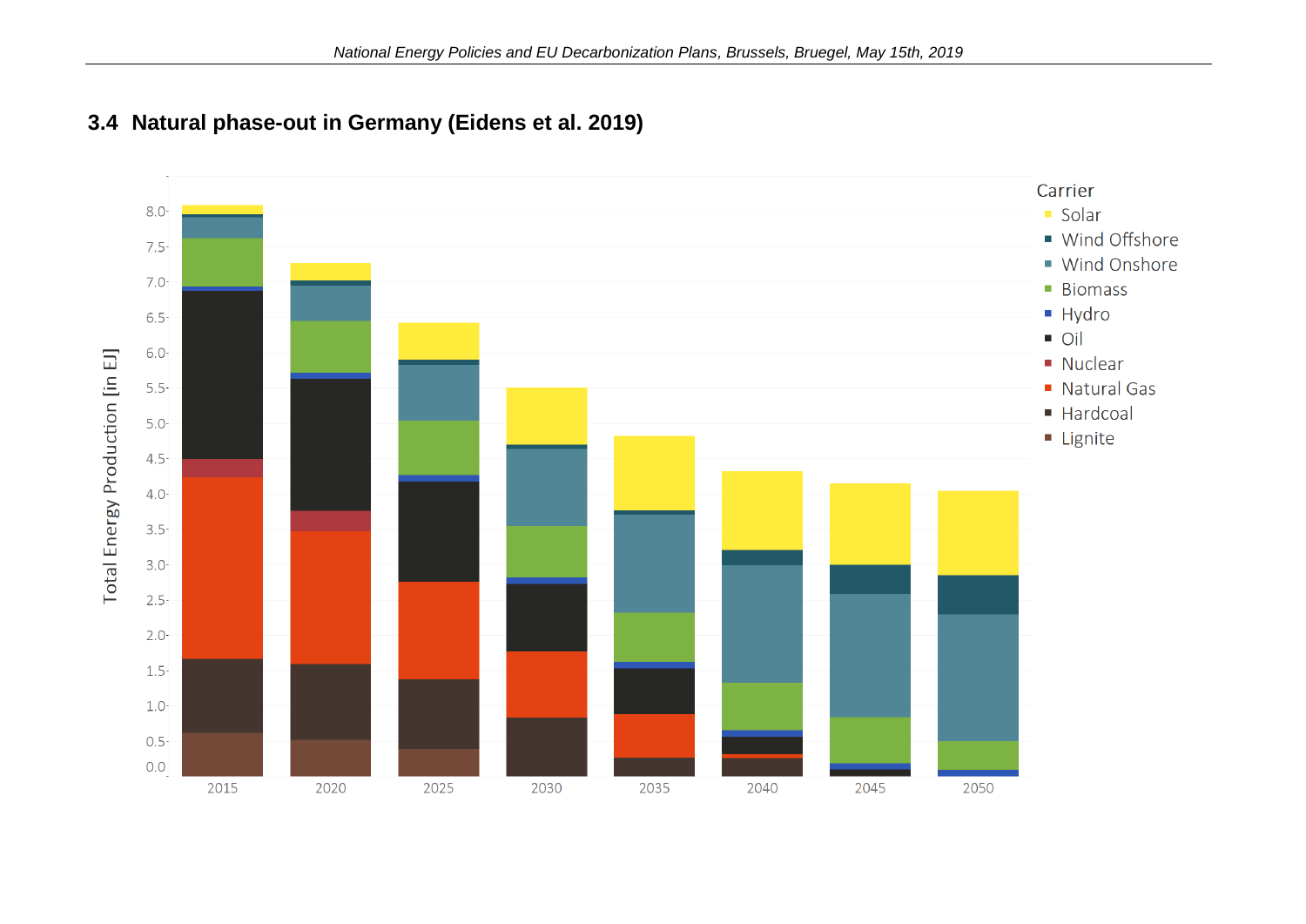## 3.4 Natural phase-out in Germany (Eidens et al. 2019)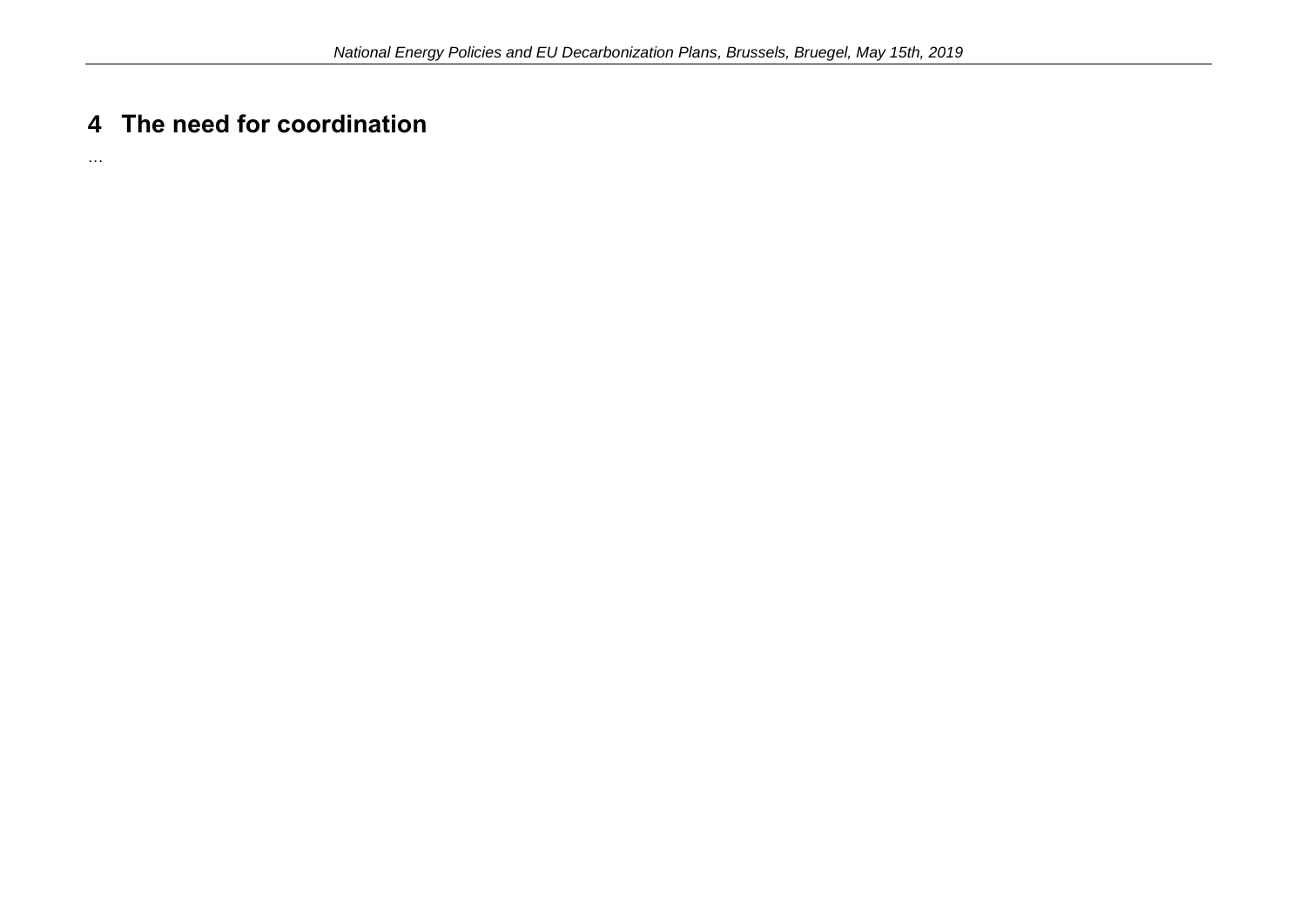## 4 The need for coordination

…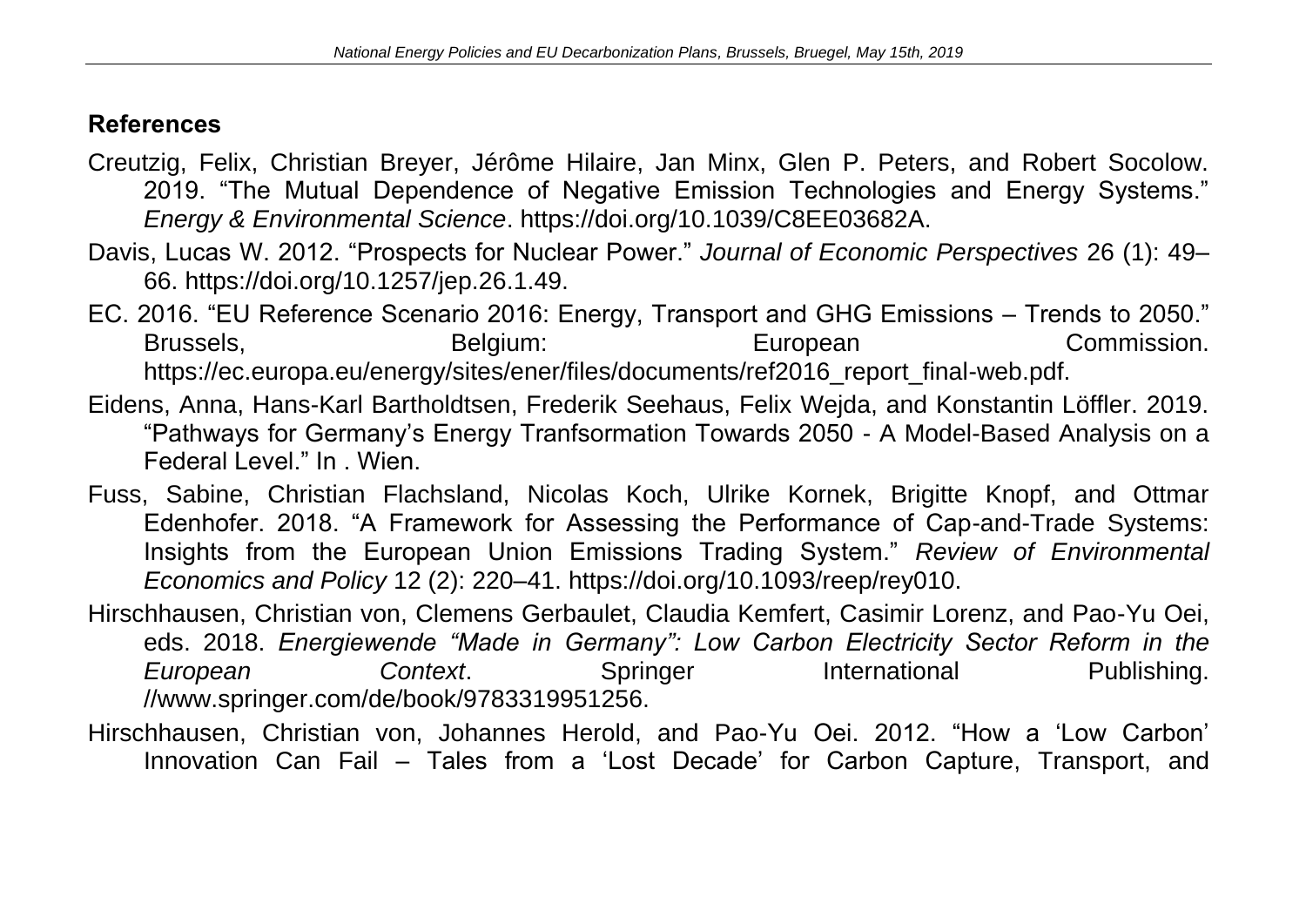## References

Creutzig, Felix, Christian Breyer, Jérôme Hilaire, Jan Minx, Glen P. Peters, and Robert Socolow. 2019. "The Mutual Dependence of Negative Emission Technologies and Energy Systems." *Energy & Environmental Science*. https://doi.org/10.1039/C8EE03682A.

Davis, Lucas W. 2012. "Prospects for Nuclear Power." *Journal of Economic Perspectives* 26 (1): 49–66. https://doi.org/10.1257/jep.26.1.49.

EC. 2016. "EU Reference Scenario 2016: Energy, Transport and GHG Emissions – Trends to 2050." Brussels, Belgium: European Commission. https://ec.europa.eu/energy/sites/ener/files/documents/ref2016_report_final-web.pdf.

Eidens, Anna, Hans-Karl Bartholdtsen, Frederik Seehaus, Felix Wejda, and Konstantin Löffler. 2019. "Pathways for Germany's Energy Tranfsormation Towards 2050 - A Model-Based Analysis on a Federal Level." In . Wien.

Fuss, Sabine, Christian Flachsland, Nicolas Koch, Ulrike Kornek, Brigitte Knopf, and Ottmar Edenhofer. 2018. "A Framework for Assessing the Performance of Cap-and-Trade Systems: Insights from the European Union Emissions Trading System." *Review of Environmental Economics and Policy* 12 (2): 220–41. https://doi.org/10.1093/reep/rey010.

Hirschhausen, Christian von, Clemens Gerbaulet, Claudia Kemfert, Casimir Lorenz, and Pao-Yu Oei, eds. 2018. *Energiewende "Made in Germany": Low Carbon Electricity Sector Reform in the European Context*. Springer International Publishing. //www.springer.com/de/book/9783319951256.

Hirschhausen, Christian von, Johannes Herold, and Pao-Yu Oei. 2012. "How a 'Low Carbon' Innovation Can Fail – Tales from a 'Lost Decade' for Carbon Capture, Transport, and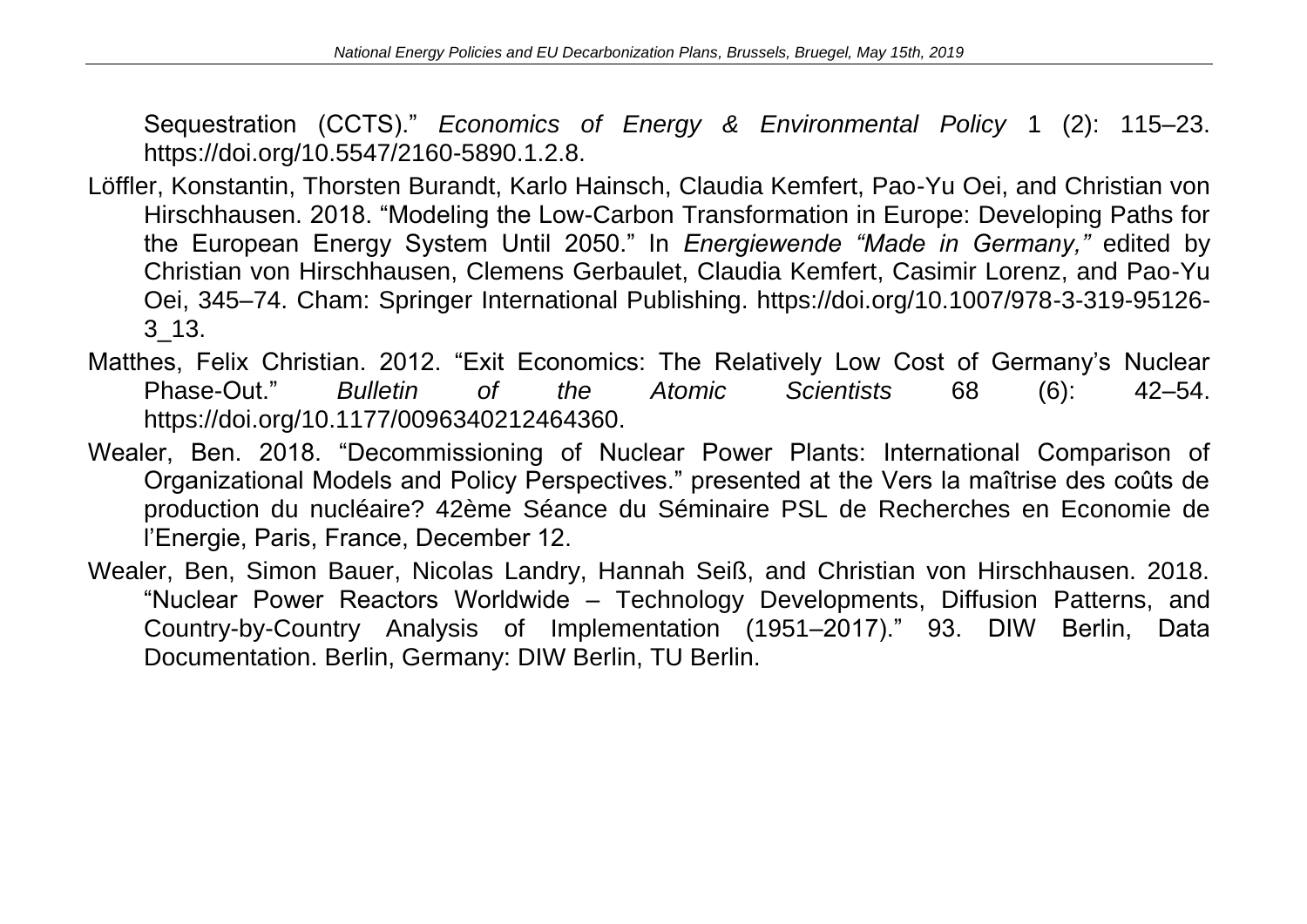Sequestration (CCTS)." *Economics of Energy & Environmental Policy* 1 (2): 115–23. https://doi.org/10.5547/2160-5890.1.2.8.

Löffler, Konstantin, Thorsten Burandt, Karlo Hainsch, Claudia Kemfert, Pao-Yu Oei, and Christian von Hirschhausen. 2018. "Modeling the Low-Carbon Transformation in Europe: Developing Paths for the European Energy System Until 2050." In *Energiewende "Made in Germany,"* edited by Christian von Hirschhausen, Clemens Gerbaulet, Claudia Kemfert, Casimir Lorenz, and Pao-Yu Oei, 345–74. Cham: Springer International Publishing. https://doi.org/10.1007/978-3-319-95126-3_13.

Matthes, Felix Christian. 2012. "Exit Economics: The Relatively Low Cost of Germany's Nuclear Phase-Out." *Bulletin of the Atomic Scientists* 68 (6): 42–54. https://doi.org/10.1177/0096340212464360.

Wealer, Ben. 2018. "Decommissioning of Nuclear Power Plants: International Comparison of Organizational Models and Policy Perspectives." presented at the Vers la maîtrise des coûts de production du nucléaire? 42ème Séance du Séminaire PSL de Recherches en Economie de l'Energie, Paris, France, December 12.

Wealer, Ben, Simon Bauer, Nicolas Landry, Hannah Seiß, and Christian von Hirschhausen. 2018. "Nuclear Power Reactors Worldwide – Technology Developments, Diffusion Patterns, and Country-by-Country Analysis of Implementation (1951–2017)." 93. DIW Berlin, Data Documentation. Berlin, Germany: DIW Berlin, TU Berlin.